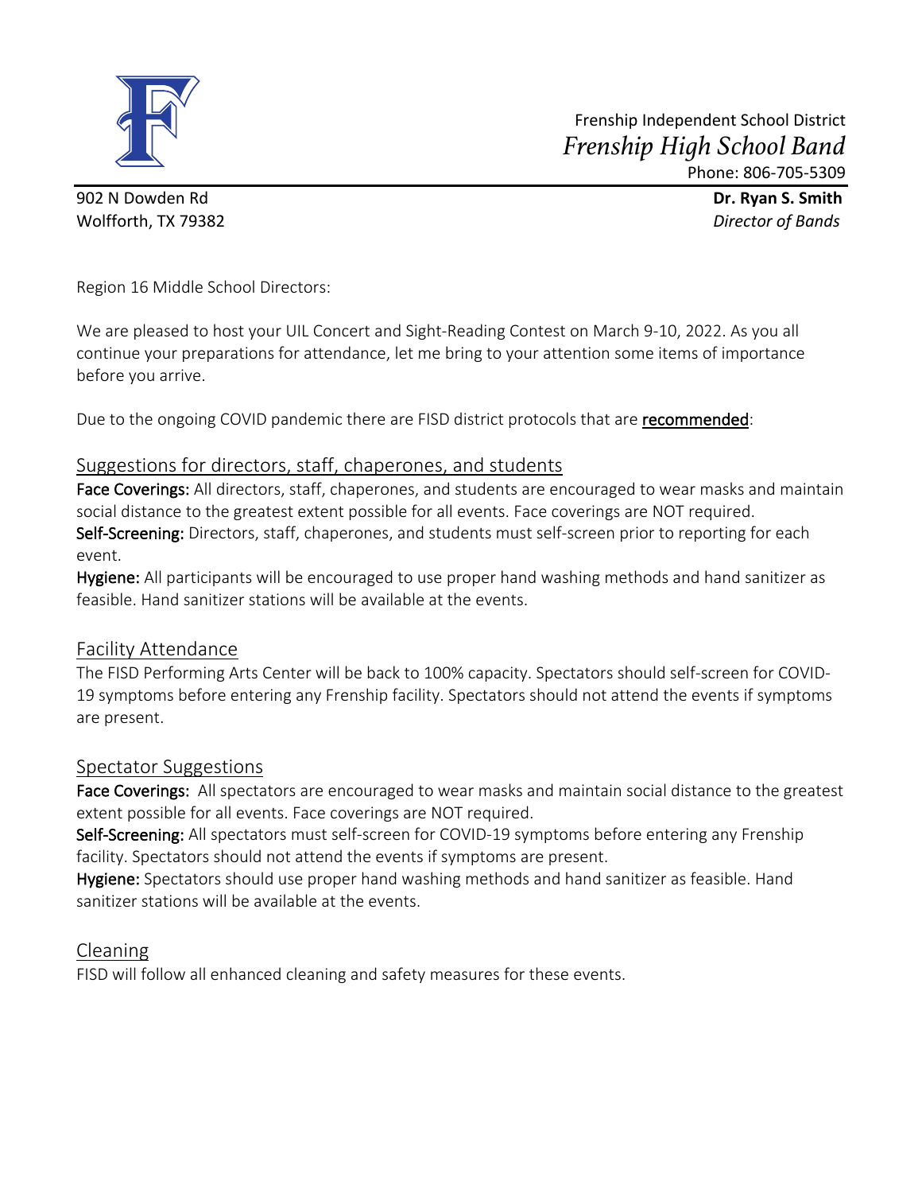Frenship Independent School District

*Frenship High School Band*

Phone: 806-705-5309

902 N Dowden Rd
Wolfforth, TX 79382

**Dr. Ryan S. Smith**
*Director of Bands*

Region 16 Middle School Directors:

We are pleased to host your UIL Concert and Sight-Reading Contest on March 9-10, 2022. As you all continue your preparations for attendance, let me bring to your attention some items of importance before you arrive.

Due to the ongoing COVID pandemic there are FISD district protocols that are **recommended**:

## Suggestions for directors, staff, chaperones, and students

**Face Coverings:** All directors, staff, chaperones, and students are encouraged to wear masks and maintain social distance to the greatest extent possible for all events. Face coverings are NOT required.
**Self-Screening:** Directors, staff, chaperones, and students must self-screen prior to reporting for each event.
**Hygiene:** All participants will be encouraged to use proper hand washing methods and hand sanitizer as feasible. Hand sanitizer stations will be available at the events.

## Facility Attendance

The FISD Performing Arts Center will be back to 100% capacity. Spectators should self-screen for COVID-19 symptoms before entering any Frenship facility. Spectators should not attend the events if symptoms are present.

## Spectator Suggestions

**Face Coverings:** All spectators are encouraged to wear masks and maintain social distance to the greatest extent possible for all events. Face coverings are NOT required.
**Self-Screening:** All spectators must self-screen for COVID-19 symptoms before entering any Frenship facility. Spectators should not attend the events if symptoms are present.
**Hygiene:** Spectators should use proper hand washing methods and hand sanitizer as feasible. Hand sanitizer stations will be available at the events.

## Cleaning

FISD will follow all enhanced cleaning and safety measures for these events.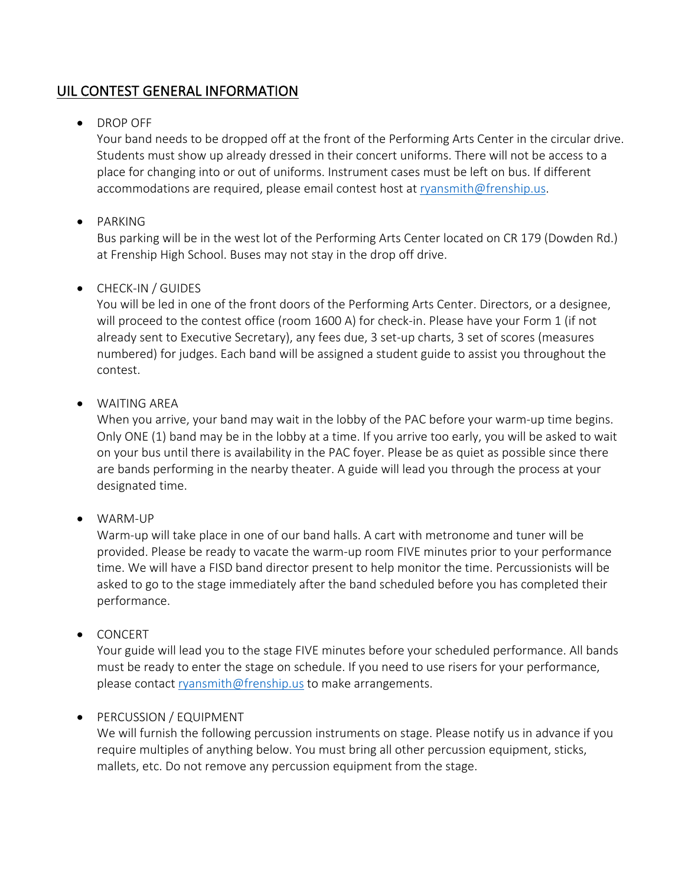## UIL CONTEST GENERAL INFORMATION

- DROP OFF
  Your band needs to be dropped off at the front of the Performing Arts Center in the circular drive. Students must show up already dressed in their concert uniforms. There will not be access to a place for changing into or out of uniforms. Instrument cases must be left on bus. If different accommodations are required, please email contest host at ryansmith@frenship.us.

- PARKING
  Bus parking will be in the west lot of the Performing Arts Center located on CR 179 (Dowden Rd.) at Frenship High School. Buses may not stay in the drop off drive.

- CHECK-IN / GUIDES
  You will be led in one of the front doors of the Performing Arts Center. Directors, or a designee, will proceed to the contest office (room 1600 A) for check-in. Please have your Form 1 (if not already sent to Executive Secretary), any fees due, 3 set-up charts, 3 set of scores (measures numbered) for judges. Each band will be assigned a student guide to assist you throughout the contest.

- WAITING AREA
  When you arrive, your band may wait in the lobby of the PAC before your warm-up time begins. Only ONE (1) band may be in the lobby at a time. If you arrive too early, you will be asked to wait on your bus until there is availability in the PAC foyer. Please be as quiet as possible since there are bands performing in the nearby theater. A guide will lead you through the process at your designated time.

- WARM-UP
  Warm-up will take place in one of our band halls. A cart with metronome and tuner will be provided. Please be ready to vacate the warm-up room FIVE minutes prior to your performance time. We will have a FISD band director present to help monitor the time. Percussionists will be asked to go to the stage immediately after the band scheduled before you has completed their performance.

- CONCERT
  Your guide will lead you to the stage FIVE minutes before your scheduled performance. All bands must be ready to enter the stage on schedule. If you need to use risers for your performance, please contact ryansmith@frenship.us to make arrangements.

- PERCUSSION / EQUIPMENT
  We will furnish the following percussion instruments on stage. Please notify us in advance if you require multiples of anything below. You must bring all other percussion equipment, sticks, mallets, etc. Do not remove any percussion equipment from the stage.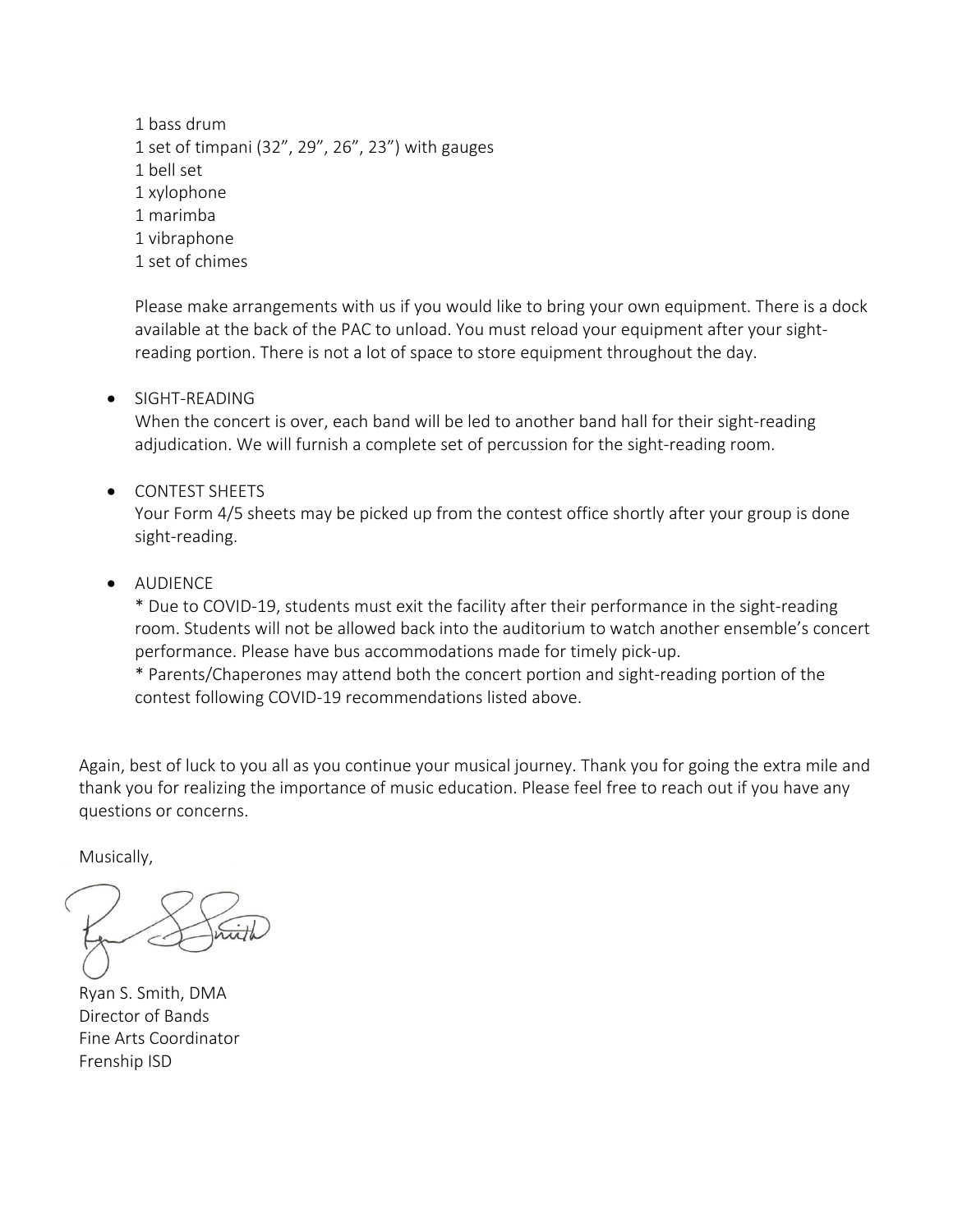1 bass drum
1 set of timpani (32", 29", 26", 23") with gauges
1 bell set
1 xylophone
1 marimba
1 vibraphone
1 set of chimes

Please make arrangements with us if you would like to bring your own equipment. There is a dock available at the back of the PAC to unload. You must reload your equipment after your sight-reading portion. There is not a lot of space to store equipment throughout the day.

- SIGHT-READING
  When the concert is over, each band will be led to another band hall for their sight-reading adjudication. We will furnish a complete set of percussion for the sight-reading room.

- CONTEST SHEETS
  Your Form 4/5 sheets may be picked up from the contest office shortly after your group is done sight-reading.

- AUDIENCE
  * Due to COVID-19, students must exit the facility after their performance in the sight-reading room. Students will not be allowed back into the auditorium to watch another ensemble's concert performance. Please have bus accommodations made for timely pick-up.
  * Parents/Chaperones may attend both the concert portion and sight-reading portion of the contest following COVID-19 recommendations listed above.

Again, best of luck to you all as you continue your musical journey. Thank you for going the extra mile and thank you for realizing the importance of music education. Please feel free to reach out if you have any questions or concerns.

Musically,

Ryan S. Smith, DMA
Director of Bands
Fine Arts Coordinator
Frenship ISD